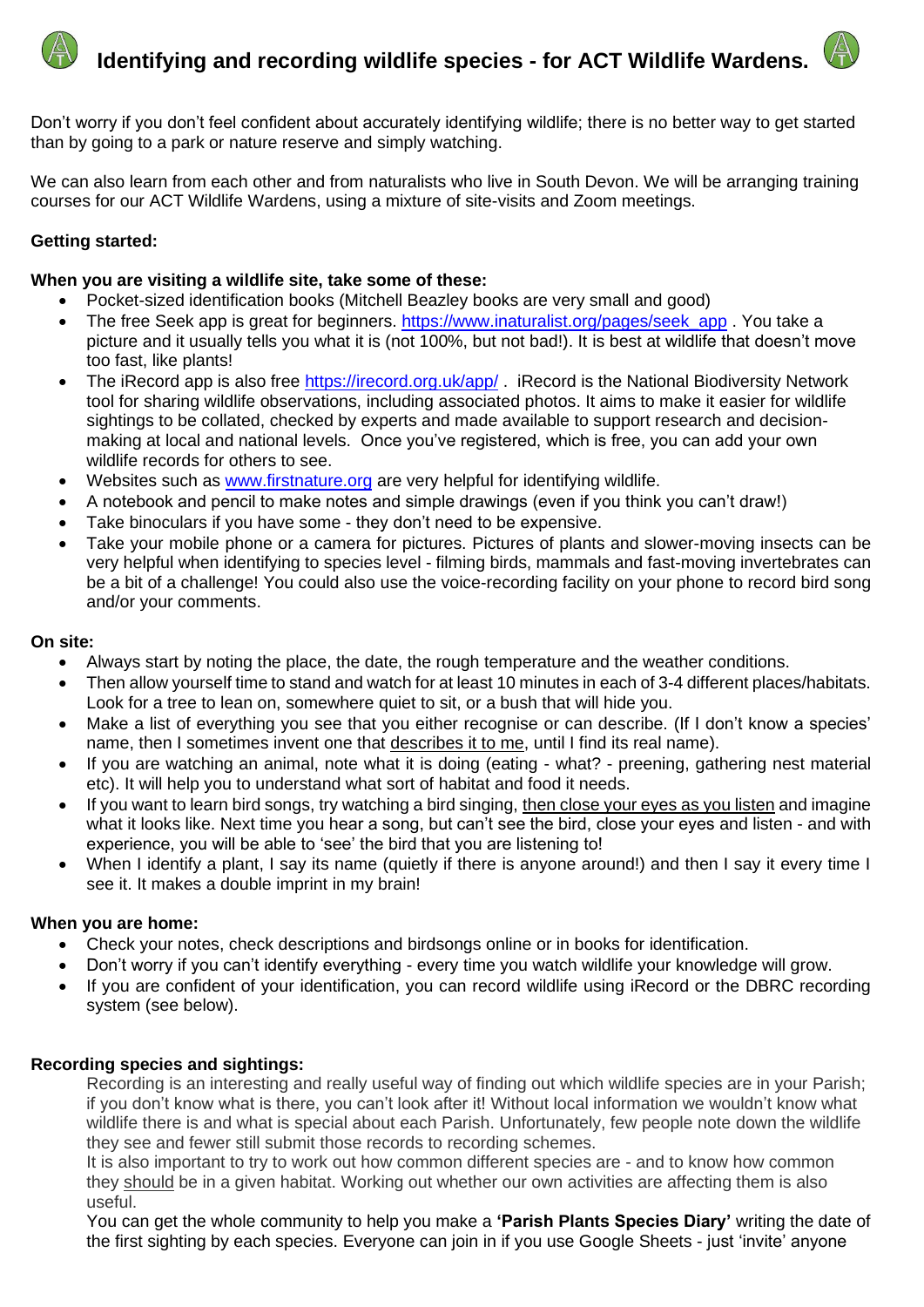# Identifying and recording wildlife species - for ACT Wildlife Wardens.

Don't worry if you don't feel confident about accurately identifying wildlife; there is no better way to get started than by going to a park or nature reserve and simply watching.

We can also learn from each other and from naturalists who live in South Devon. We will be arranging training courses for our ACT Wildlife Wardens, using a mixture of site-visits and Zoom meetings.

**Getting started:**

**When you are visiting a wildlife site, take some of these:**

- Pocket-sized identification books (Mitchell Beazley books are very small and good)
- The free Seek app is great for beginners. https://www.inaturalist.org/pages/seek_app . You take a picture and it usually tells you what it is (not 100%, but not bad!). It is best at wildlife that doesn't move too fast, like plants!
- The iRecord app is also free https://irecord.org.uk/app/ . iRecord is the National Biodiversity Network tool for sharing wildlife observations, including associated photos. It aims to make it easier for wildlife sightings to be collated, checked by experts and made available to support research and decision-making at local and national levels. Once you've registered, which is free, you can add your own wildlife records for others to see.
- Websites such as www.firstnature.org are very helpful for identifying wildlife.
- A notebook and pencil to make notes and simple drawings (even if you think you can't draw!)
- Take binoculars if you have some - they don't need to be expensive.
- Take your mobile phone or a camera for pictures. Pictures of plants and slower-moving insects can be very helpful when identifying to species level - filming birds, mammals and fast-moving invertebrates can be a bit of a challenge! You could also use the voice-recording facility on your phone to record bird song and/or your comments.

**On site:**

- Always start by noting the place, the date, the rough temperature and the weather conditions.
- Then allow yourself time to stand and watch for at least 10 minutes in each of 3-4 different places/habitats. Look for a tree to lean on, somewhere quiet to sit, or a bush that will hide you.
- Make a list of everything you see that you either recognise or can describe. (If I don't know a species' name, then I sometimes invent one that describes it to me, until I find its real name).
- If you are watching an animal, note what it is doing (eating - what? - preening, gathering nest material etc). It will help you to understand what sort of habitat and food it needs.
- If you want to learn bird songs, try watching a bird singing, then close your eyes as you listen and imagine what it looks like. Next time you hear a song, but can't see the bird, close your eyes and listen - and with experience, you will be able to 'see' the bird that you are listening to!
- When I identify a plant, I say its name (quietly if there is anyone around!) and then I say it every time I see it. It makes a double imprint in my brain!

**When you are home:**

- Check your notes, check descriptions and birdsongs online or in books for identification.
- Don't worry if you can't identify everything - every time you watch wildlife your knowledge will grow.
- If you are confident of your identification, you can record wildlife using iRecord or the DBRC recording system (see below).

**Recording species and sightings:**

Recording is an interesting and really useful way of finding out which wildlife species are in your Parish; if you don't know what is there, you can't look after it! Without local information we wouldn't know what wildlife there is and what is special about each Parish. Unfortunately, few people note down the wildlife they see and fewer still submit those records to recording schemes.

It is also important to try to work out how common different species are - and to know how common they should be in a given habitat. Working out whether our own activities are affecting them is also useful.

You can get the whole community to help you make a **'Parish Plants Species Diary'** writing the date of the first sighting by each species. Everyone can join in if you use Google Sheets - just 'invite' anyone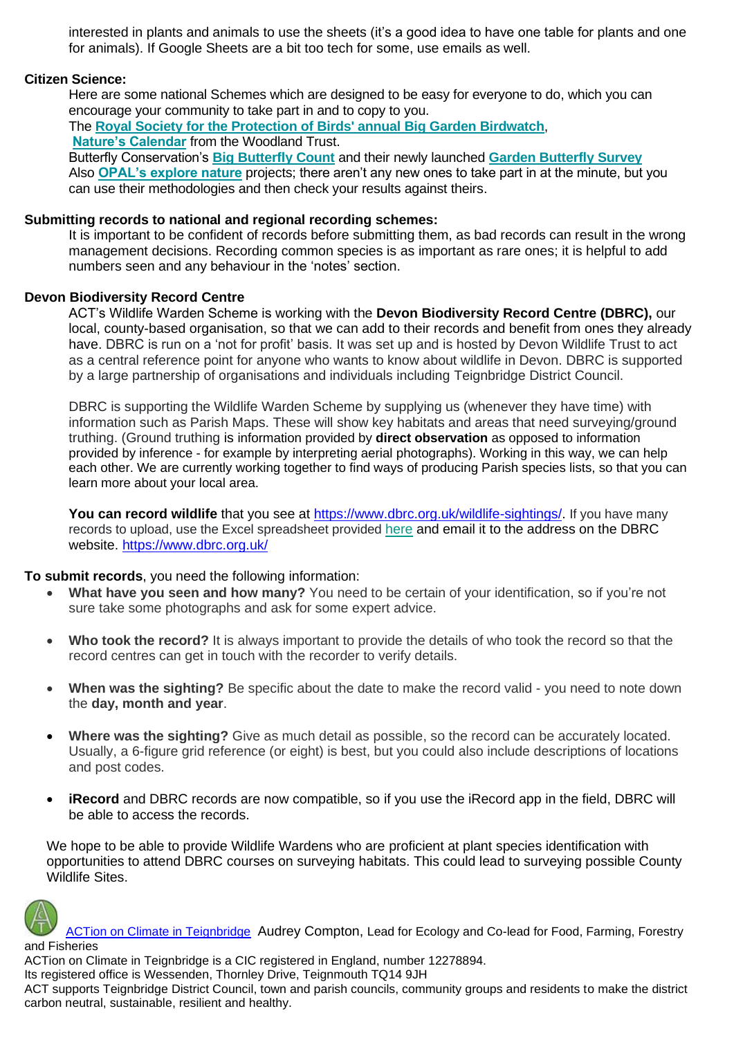interested in plants and animals to use the sheets (it's a good idea to have one table for plants and one for animals). If Google Sheets are a bit too tech for some, use emails as well.

**Citizen Science:**

Here are some national Schemes which are designed to be easy for everyone to do, which you can encourage your community to take part in and to copy to you.

The **Royal Society for the Protection of Birds' annual Big Garden Birdwatch**,

**Nature's Calendar** from the Woodland Trust.

Butterfly Conservation's **Big Butterfly Count** and their newly launched **Garden Butterfly Survey**

Also **OPAL's explore nature** projects; there aren't any new ones to take part in at the minute, but you can use their methodologies and then check your results against theirs.

**Submitting records to national and regional recording schemes:**

It is important to be confident of records before submitting them, as bad records can result in the wrong management decisions. Recording common species is as important as rare ones; it is helpful to add numbers seen and any behaviour in the 'notes' section.

**Devon Biodiversity Record Centre**

ACT's Wildlife Warden Scheme is working with the **Devon Biodiversity Record Centre (DBRC),** our local, county-based organisation, so that we can add to their records and benefit from ones they already have. DBRC is run on a 'not for profit' basis. It was set up and is hosted by Devon Wildlife Trust to act as a central reference point for anyone who wants to know about wildlife in Devon. DBRC is supported by a large partnership of organisations and individuals including Teignbridge District Council.

DBRC is supporting the Wildlife Warden Scheme by supplying us (whenever they have time) with information such as Parish Maps. These will show key habitats and areas that need surveying/ground truthing. (Ground truthing is information provided by **direct observation** as opposed to information provided by inference - for example by interpreting aerial photographs). Working in this way, we can help each other. We are currently working together to find ways of producing Parish species lists, so that you can learn more about your local area.

**You can record wildlife** that you see at https://www.dbrc.org.uk/wildlife-sightings/. If you have many records to upload, use the Excel spreadsheet provided here and email it to the address on the DBRC website. https://www.dbrc.org.uk/

**To submit records**, you need the following information:

- **What have you seen and how many?** You need to be certain of your identification, so if you're not sure take some photographs and ask for some expert advice.
- **Who took the record?** It is always important to provide the details of who took the record so that the record centres can get in touch with the recorder to verify details.
- **When was the sighting?** Be specific about the date to make the record valid - you need to note down the **day, month and year**.
- **Where was the sighting?** Give as much detail as possible, so the record can be accurately located. Usually, a 6-figure grid reference (or eight) is best, but you could also include descriptions of locations and post codes.
- **iRecord** and DBRC records are now compatible, so if you use the iRecord app in the field, DBRC will be able to access the records.

We hope to be able to provide Wildlife Wardens who are proficient at plant species identification with opportunities to attend DBRC courses on surveying habitats. This could lead to surveying possible County Wildlife Sites.

ACTion on Climate in Teignbridge Audrey Compton, Lead for Ecology and Co-lead for Food, Farming, Forestry and Fisheries

ACTion on Climate in Teignbridge is a CIC registered in England, number 12278894.

Its registered office is Wessenden, Thornley Drive, Teignmouth TQ14 9JH

ACT supports Teignbridge District Council, town and parish councils, community groups and residents to make the district carbon neutral, sustainable, resilient and healthy.